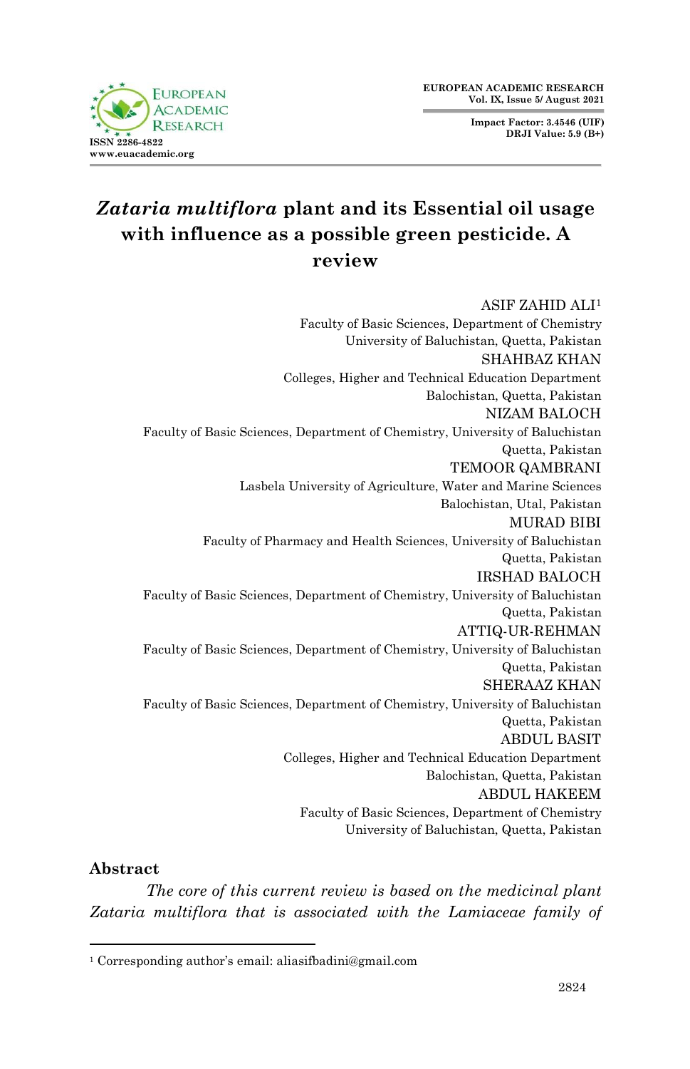# *Zataria multiflora* plant and its Essential oil usage with influence as a possible green pesticide. A review

ASIF ZAHID ALI[1]
Faculty of Basic Sciences, Department of Chemistry
University of Baluchistan, Quetta, Pakistan

SHAHBAZ KHAN
Colleges, Higher and Technical Education Department
Balochistan, Quetta, Pakistan

NIZAM BALOCH
Faculty of Basic Sciences, Department of Chemistry, University of Baluchistan
Quetta, Pakistan

TEMOOR QAMBRANI
Lasbela University of Agriculture, Water and Marine Sciences
Balochistan, Utal, Pakistan

MURAD BIBI
Faculty of Pharmacy and Health Sciences, University of Baluchistan
Quetta, Pakistan

IRSHAD BALOCH
Faculty of Basic Sciences, Department of Chemistry, University of Baluchistan
Quetta, Pakistan

ATTIQ-UR-REHMAN
Faculty of Basic Sciences, Department of Chemistry, University of Baluchistan
Quetta, Pakistan

SHERAAZ KHAN
Faculty of Basic Sciences, Department of Chemistry, University of Baluchistan
Quetta, Pakistan

ABDUL BASIT
Colleges, Higher and Technical Education Department
Balochistan, Quetta, Pakistan

ABDUL HAKEEM
Faculty of Basic Sciences, Department of Chemistry
University of Baluchistan, Quetta, Pakistan

## Abstract

*The core of this current review is based on the medicinal plant Zataria multiflora that is associated with the Lamiaceae family of*

[1] Corresponding author's email: aliasifbadini@gmail.com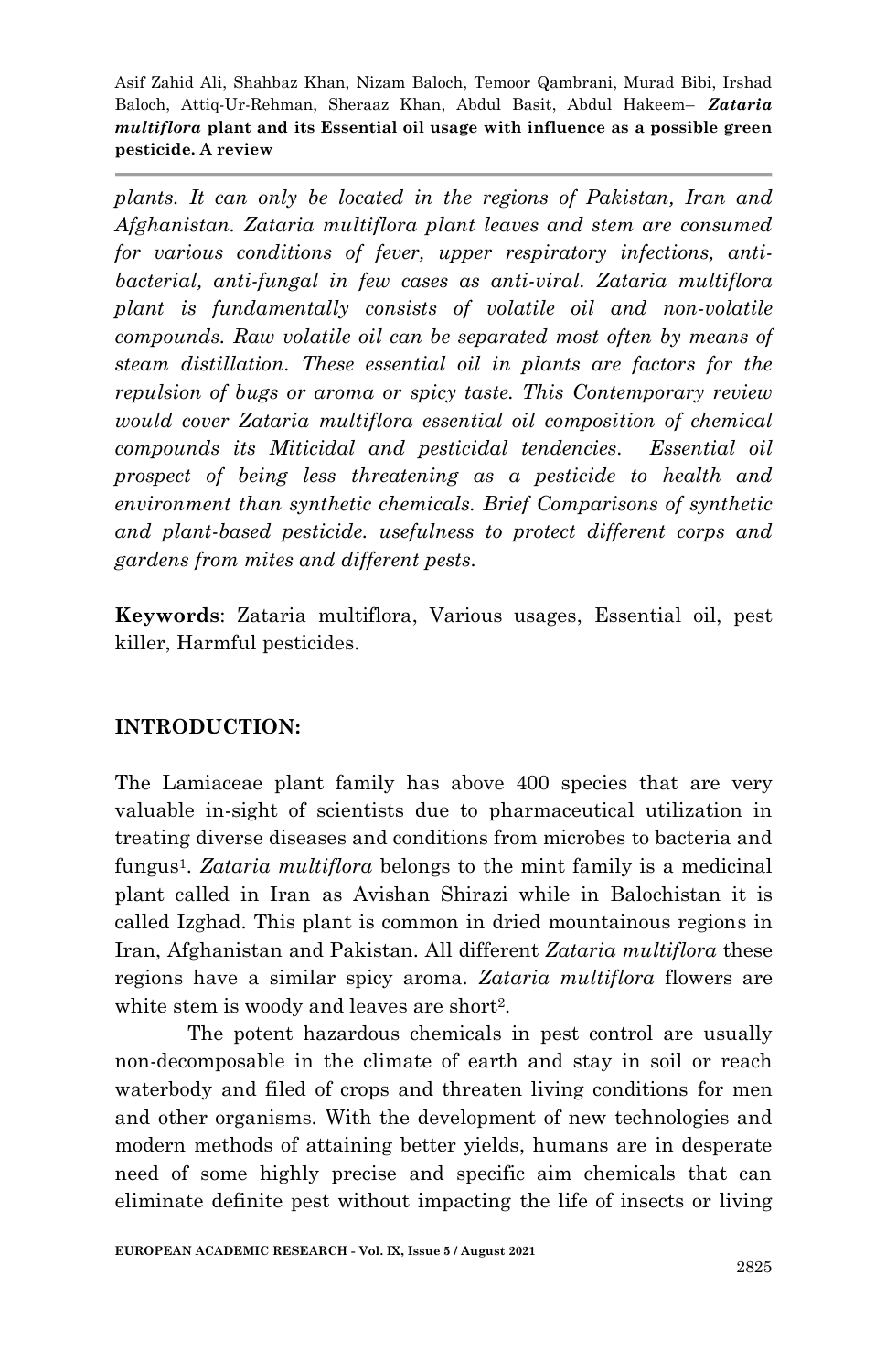*plants. It can only be located in the regions of Pakistan, Iran and Afghanistan. Zataria multiflora plant leaves and stem are consumed for various conditions of fever, upper respiratory infections, anti-bacterial, anti-fungal in few cases as anti-viral. Zataria multiflora plant is fundamentally consists of volatile oil and non-volatile compounds. Raw volatile oil can be separated most often by means of steam distillation. These essential oil in plants are factors for the repulsion of bugs or aroma or spicy taste. This Contemporary review would cover Zataria multiflora essential oil composition of chemical compounds its Miticidal and pesticidal tendencies. Essential oil prospect of being less threatening as a pesticide to health and environment than synthetic chemicals. Brief Comparisons of synthetic and plant-based pesticide. usefulness to protect different corps and gardens from mites and different pests.*

**Keywords**: Zataria multiflora, Various usages, Essential oil, pest killer, Harmful pesticides.

## INTRODUCTION:

The Lamiaceae plant family has above 400 species that are very valuable in-sight of scientists due to pharmaceutical utilization in treating diverse diseases and conditions from microbes to bacteria and fungus[1]. *Zataria multiflora* belongs to the mint family is a medicinal plant called in Iran as Avishan Shirazi while in Balochistan it is called Izghad. This plant is common in dried mountainous regions in Iran, Afghanistan and Pakistan. All different *Zataria multiflora* these regions have a similar spicy aroma. *Zataria multiflora* flowers are white stem is woody and leaves are short[2].

The potent hazardous chemicals in pest control are usually non-decomposable in the climate of earth and stay in soil or reach waterbody and filed of crops and threaten living conditions for men and other organisms. With the development of new technologies and modern methods of attaining better yields, humans are in desperate need of some highly precise and specific aim chemicals that can eliminate definite pest without impacting the life of insects or living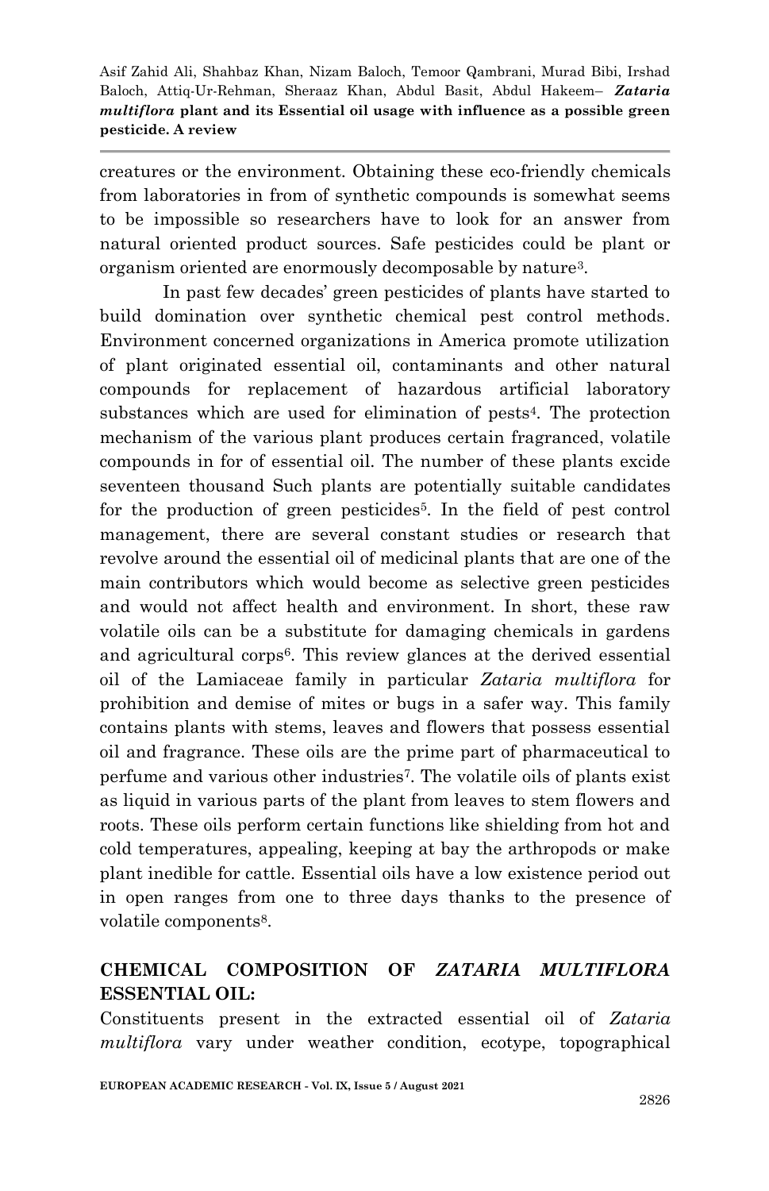creatures or the environment. Obtaining these eco-friendly chemicals from laboratories in from of synthetic compounds is somewhat seems to be impossible so researchers have to look for an answer from natural oriented product sources. Safe pesticides could be plant or organism oriented are enormously decomposable by nature[3].

In past few decades' green pesticides of plants have started to build domination over synthetic chemical pest control methods. Environment concerned organizations in America promote utilization of plant originated essential oil, contaminants and other natural compounds for replacement of hazardous artificial laboratory substances which are used for elimination of pests[4]. The protection mechanism of the various plant produces certain fragranced, volatile compounds in for of essential oil. The number of these plants excide seventeen thousand Such plants are potentially suitable candidates for the production of green pesticides[5]. In the field of pest control management, there are several constant studies or research that revolve around the essential oil of medicinal plants that are one of the main contributors which would become as selective green pesticides and would not affect health and environment. In short, these raw volatile oils can be a substitute for damaging chemicals in gardens and agricultural corps[6]. This review glances at the derived essential oil of the Lamiaceae family in particular *Zataria multiflora* for prohibition and demise of mites or bugs in a safer way. This family contains plants with stems, leaves and flowers that possess essential oil and fragrance. These oils are the prime part of pharmaceutical to perfume and various other industries[7]. The volatile oils of plants exist as liquid in various parts of the plant from leaves to stem flowers and roots. These oils perform certain functions like shielding from hot and cold temperatures, appealing, keeping at bay the arthropods or make plant inedible for cattle. Essential oils have a low existence period out in open ranges from one to three days thanks to the presence of volatile components[8].

## CHEMICAL COMPOSITION OF *ZATARIA MULTIFLORA* ESSENTIAL OIL:

Constituents present in the extracted essential oil of *Zataria multiflora* vary under weather condition, ecotype, topographical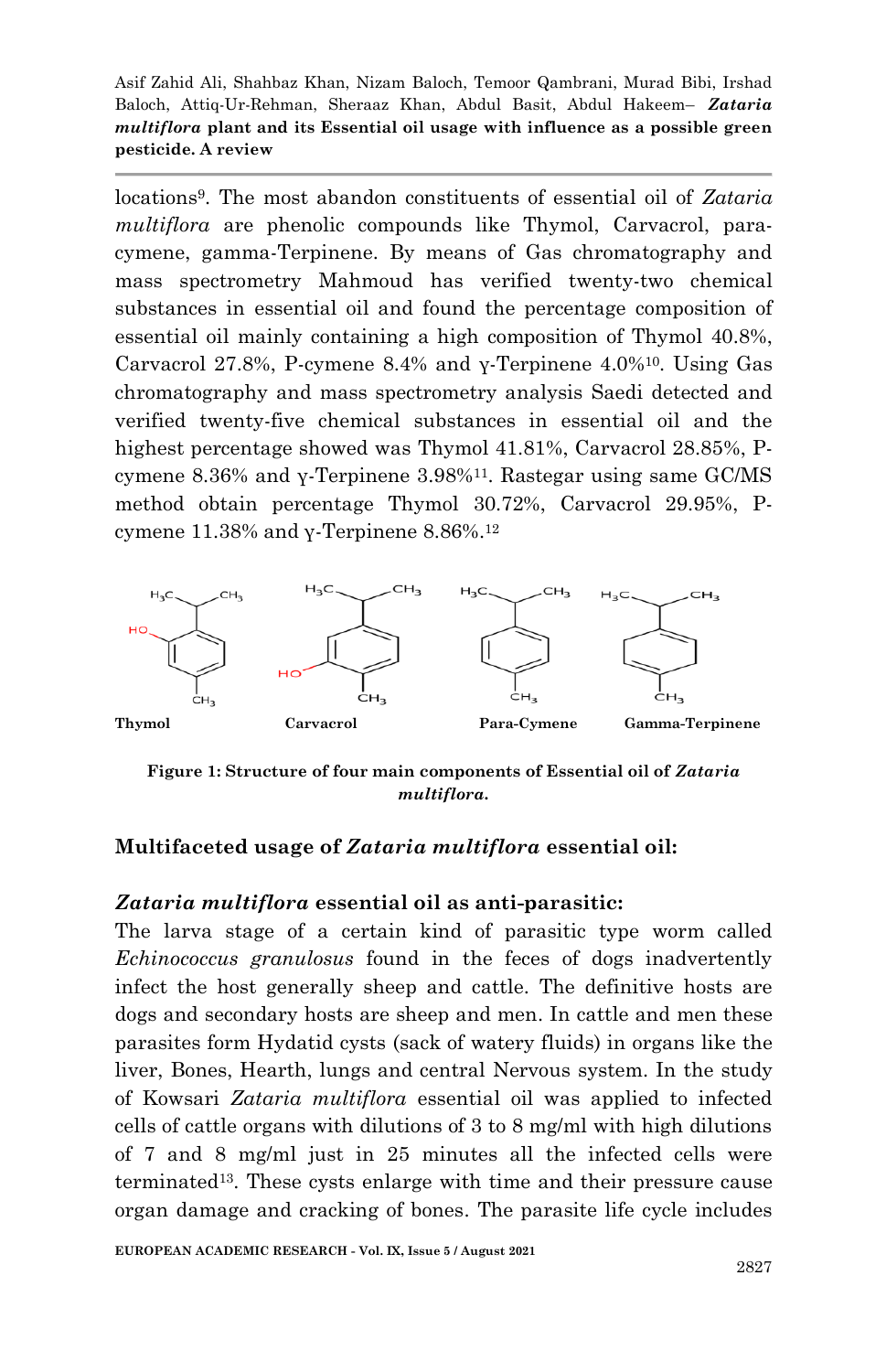locations[9]. The most abandon constituents of essential oil of *Zataria multiflora* are phenolic compounds like Thymol, Carvacrol, para-cymene, gamma-Terpinene. By means of Gas chromatography and mass spectrometry Mahmoud has verified twenty-two chemical substances in essential oil and found the percentage composition of essential oil mainly containing a high composition of Thymol 40.8%, Carvacrol 27.8%, P-cymene 8.4% and γ-Terpinene 4.0%[10]. Using Gas chromatography and mass spectrometry analysis Saedi detected and verified twenty-five chemical substances in essential oil and the highest percentage showed was Thymol 41.81%, Carvacrol 28.85%, P-cymene 8.36% and γ-Terpinene 3.98%[11]. Rastegar using same GC/MS method obtain percentage Thymol 30.72%, Carvacrol 29.95%, P-cymene 11.38% and γ-Terpinene 8.86%.[12]

Thymol | Carvacrol | Para-Cymene | Gamma-Terpinene

**Figure 1: Structure of four main components of Essential oil of *Zataria multiflora*.**

## Multifaceted usage of *Zataria multiflora* essential oil:

### *Zataria multiflora* essential oil as anti-parasitic:

The larva stage of a certain kind of parasitic type worm called *Echinococcus granulosus* found in the feces of dogs inadvertently infect the host generally sheep and cattle. The definitive hosts are dogs and secondary hosts are sheep and men. In cattle and men these parasites form Hydatid cysts (sack of watery fluids) in organs like the liver, Bones, Hearth, lungs and central Nervous system. In the study of Kowsari *Zataria multiflora* essential oil was applied to infected cells of cattle organs with dilutions of 3 to 8 mg/ml with high dilutions of 7 and 8 mg/ml just in 25 minutes all the infected cells were terminated[13]. These cysts enlarge with time and their pressure cause organ damage and cracking of bones. The parasite life cycle includes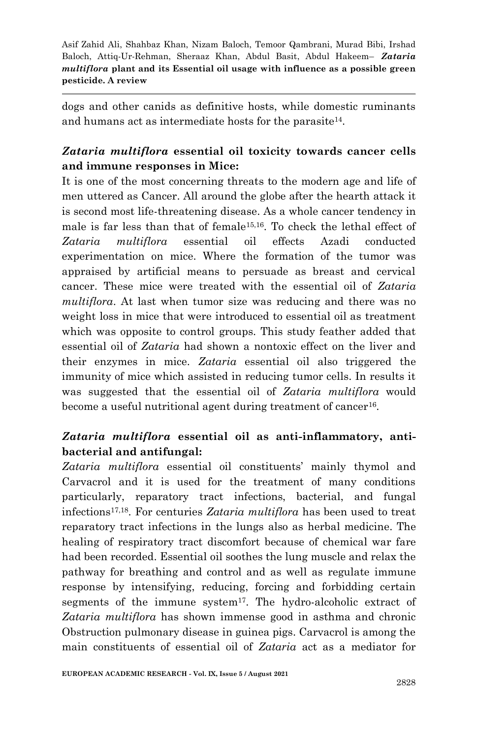dogs and other canids as definitive hosts, while domestic ruminants and humans act as intermediate hosts for the parasite[14].

## *Zataria multiflora* essential oil toxicity towards cancer cells and immune responses in Mice:

It is one of the most concerning threats to the modern age and life of men uttered as Cancer. All around the globe after the hearth attack it is second most life-threatening disease. As a whole cancer tendency in male is far less than that of female[15,16]. To check the lethal effect of *Zataria multiflora* essential oil effects Azadi conducted experimentation on mice. Where the formation of the tumor was appraised by artificial means to persuade as breast and cervical cancer. These mice were treated with the essential oil of *Zataria multiflora*. At last when tumor size was reducing and there was no weight loss in mice that were introduced to essential oil as treatment which was opposite to control groups. This study feather added that essential oil of *Zataria* had shown a nontoxic effect on the liver and their enzymes in mice. *Zataria* essential oil also triggered the immunity of mice which assisted in reducing tumor cells. In results it was suggested that the essential oil of *Zataria multiflora* would become a useful nutritional agent during treatment of cancer[16].

## *Zataria multiflora* essential oil as anti-inflammatory, anti-bacterial and antifungal:

*Zataria multiflora* essential oil constituents' mainly thymol and Carvacrol and it is used for the treatment of many conditions particularly, reparatory tract infections, bacterial, and fungal infections[17,18]. For centuries *Zataria multiflora* has been used to treat reparatory tract infections in the lungs also as herbal medicine. The healing of respiratory tract discomfort because of chemical war fare had been recorded. Essential oil soothes the lung muscle and relax the pathway for breathing and control and as well as regulate immune response by intensifying, reducing, forcing and forbidding certain segments of the immune system[17]. The hydro-alcoholic extract of *Zataria multiflora* has shown immense good in asthma and chronic Obstruction pulmonary disease in guinea pigs. Carvacrol is among the main constituents of essential oil of *Zataria* act as a mediator for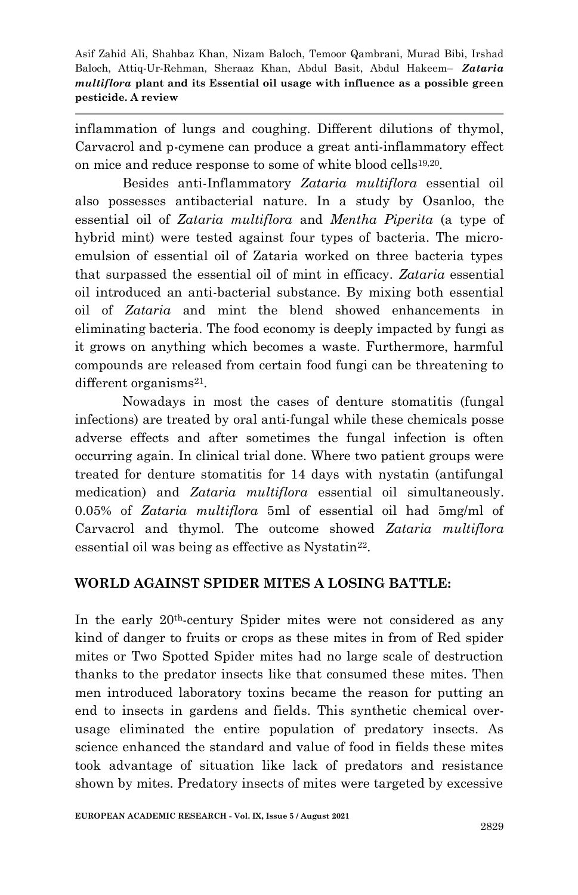inflammation of lungs and coughing. Different dilutions of thymol, Carvacrol and p-cymene can produce a great anti-inflammatory effect on mice and reduce response to some of white blood cells[19,20].

Besides anti-Inflammatory *Zataria multiflora* essential oil also possesses antibacterial nature. In a study by Osanloo, the essential oil of *Zataria multiflora* and *Mentha Piperita* (a type of hybrid mint) were tested against four types of bacteria. The micro-emulsion of essential oil of Zataria worked on three bacteria types that surpassed the essential oil of mint in efficacy. *Zataria* essential oil introduced an anti-bacterial substance. By mixing both essential oil of *Zataria* and mint the blend showed enhancements in eliminating bacteria. The food economy is deeply impacted by fungi as it grows on anything which becomes a waste. Furthermore, harmful compounds are released from certain food fungi can be threatening to different organisms[21].

Nowadays in most the cases of denture stomatitis (fungal infections) are treated by oral anti-fungal while these chemicals posse adverse effects and after sometimes the fungal infection is often occurring again. In clinical trial done. Where two patient groups were treated for denture stomatitis for 14 days with nystatin (antifungal medication) and *Zataria multiflora* essential oil simultaneously. 0.05% of *Zataria multiflora* 5ml of essential oil had 5mg/ml of Carvacrol and thymol. The outcome showed *Zataria multiflora* essential oil was being as effective as Nystatin[22].

## WORLD AGAINST SPIDER MITES A LOSING BATTLE:

In the early 20th-century Spider mites were not considered as any kind of danger to fruits or crops as these mites in from of Red spider mites or Two Spotted Spider mites had no large scale of destruction thanks to the predator insects like that consumed these mites. Then men introduced laboratory toxins became the reason for putting an end to insects in gardens and fields. This synthetic chemical over-usage eliminated the entire population of predatory insects. As science enhanced the standard and value of food in fields these mites took advantage of situation like lack of predators and resistance shown by mites. Predatory insects of mites were targeted by excessive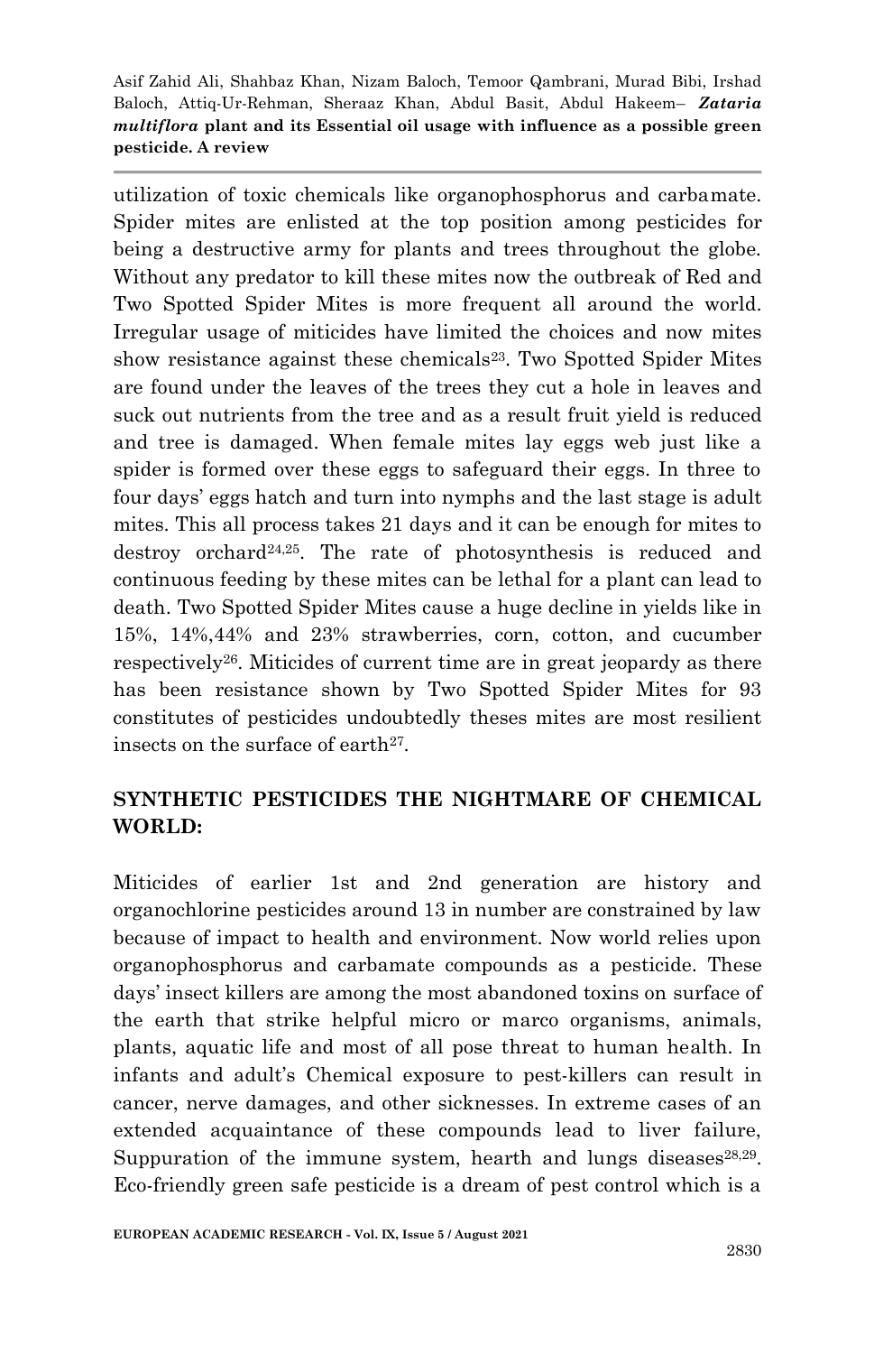utilization of toxic chemicals like organophosphorus and carbamate. Spider mites are enlisted at the top position among pesticides for being a destructive army for plants and trees throughout the globe. Without any predator to kill these mites now the outbreak of Red and Two Spotted Spider Mites is more frequent all around the world. Irregular usage of miticides have limited the choices and now mites show resistance against these chemicals[23]. Two Spotted Spider Mites are found under the leaves of the trees they cut a hole in leaves and suck out nutrients from the tree and as a result fruit yield is reduced and tree is damaged. When female mites lay eggs web just like a spider is formed over these eggs to safeguard their eggs. In three to four days' eggs hatch and turn into nymphs and the last stage is adult mites. This all process takes 21 days and it can be enough for mites to destroy orchard[24,25]. The rate of photosynthesis is reduced and continuous feeding by these mites can be lethal for a plant can lead to death. Two Spotted Spider Mites cause a huge decline in yields like in 15%, 14%,44% and 23% strawberries, corn, cotton, and cucumber respectively[26]. Miticides of current time are in great jeopardy as there has been resistance shown by Two Spotted Spider Mites for 93 constitutes of pesticides undoubtedly theses mites are most resilient insects on the surface of earth[27].

## SYNTHETIC PESTICIDES THE NIGHTMARE OF CHEMICAL WORLD:

Miticides of earlier 1st and 2nd generation are history and organochlorine pesticides around 13 in number are constrained by law because of impact to health and environment. Now world relies upon organophosphorus and carbamate compounds as a pesticide. These days' insect killers are among the most abandoned toxins on surface of the earth that strike helpful micro or marco organisms, animals, plants, aquatic life and most of all pose threat to human health. In infants and adult's Chemical exposure to pest-killers can result in cancer, nerve damages, and other sicknesses. In extreme cases of an extended acquaintance of these compounds lead to liver failure, Suppuration of the immune system, hearth and lungs diseases[28,29]. Eco-friendly green safe pesticide is a dream of pest control which is a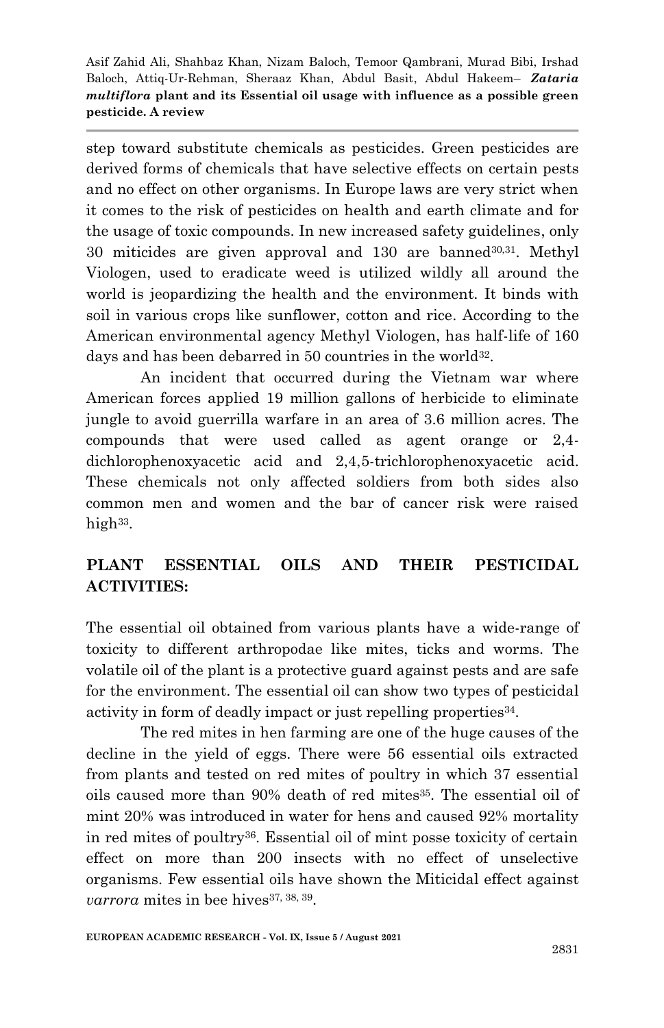step toward substitute chemicals as pesticides. Green pesticides are derived forms of chemicals that have selective effects on certain pests and no effect on other organisms. In Europe laws are very strict when it comes to the risk of pesticides on health and earth climate and for the usage of toxic compounds. In new increased safety guidelines, only 30 miticides are given approval and 130 are banned[30,31]. Methyl Viologen, used to eradicate weed is utilized wildly all around the world is jeopardizing the health and the environment. It binds with soil in various crops like sunflower, cotton and rice. According to the American environmental agency Methyl Viologen, has half-life of 160 days and has been debarred in 50 countries in the world[32].

An incident that occurred during the Vietnam war where American forces applied 19 million gallons of herbicide to eliminate jungle to avoid guerrilla warfare in an area of 3.6 million acres. The compounds that were used called as agent orange or 2,4-dichlorophenoxyacetic acid and 2,4,5-trichlorophenoxyacetic acid. These chemicals not only affected soldiers from both sides also common men and women and the bar of cancer risk were raised high[33].

## PLANT ESSENTIAL OILS AND THEIR PESTICIDAL ACTIVITIES:

The essential oil obtained from various plants have a wide-range of toxicity to different arthropodae like mites, ticks and worms. The volatile oil of the plant is a protective guard against pests and are safe for the environment. The essential oil can show two types of pesticidal activity in form of deadly impact or just repelling properties[34].

The red mites in hen farming are one of the huge causes of the decline in the yield of eggs. There were 56 essential oils extracted from plants and tested on red mites of poultry in which 37 essential oils caused more than 90% death of red mites[35]. The essential oil of mint 20% was introduced in water for hens and caused 92% mortality in red mites of poultry[36]. Essential oil of mint posse toxicity of certain effect on more than 200 insects with no effect of unselective organisms. Few essential oils have shown the Miticidal effect against *varrora* mites in bee hives[37, 38, 39].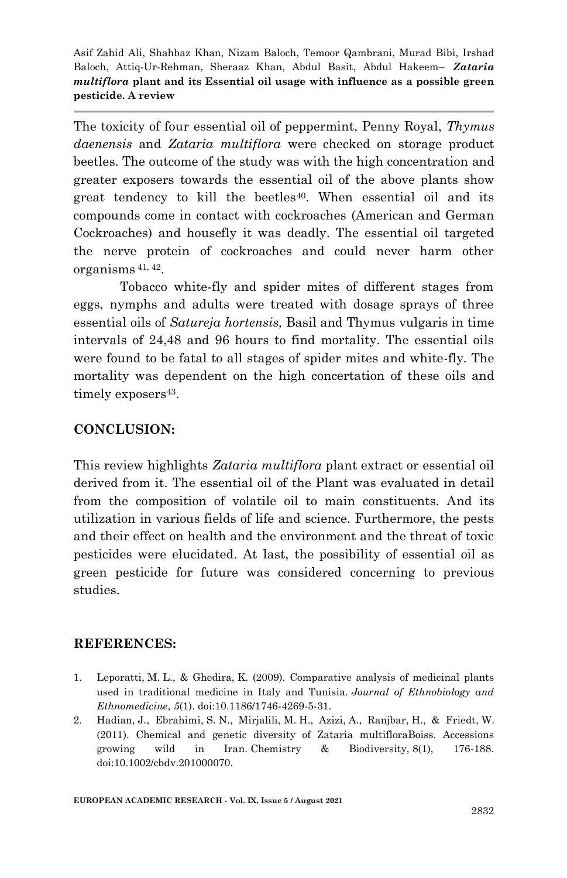The toxicity of four essential oil of peppermint, Penny Royal, *Thymus daenensis* and *Zataria multiflora* were checked on storage product beetles. The outcome of the study was with the high concentration and greater exposers towards the essential oil of the above plants show great tendency to kill the beetles[40]. When essential oil and its compounds come in contact with cockroaches (American and German Cockroaches) and housefly it was deadly. The essential oil targeted the nerve protein of cockroaches and could never harm other organisms [41, 42].

Tobacco white-fly and spider mites of different stages from eggs, nymphs and adults were treated with dosage sprays of three essential oils of *Satureja hortensis,* Basil and Thymus vulgaris in time intervals of 24,48 and 96 hours to find mortality. The essential oils were found to be fatal to all stages of spider mites and white-fly. The mortality was dependent on the high concertation of these oils and timely exposers[43].

## CONCLUSION:

This review highlights *Zataria multiflora* plant extract or essential oil derived from it. The essential oil of the Plant was evaluated in detail from the composition of volatile oil to main constituents. And its utilization in various fields of life and science. Furthermore, the pests and their effect on health and the environment and the threat of toxic pesticides were elucidated. At last, the possibility of essential oil as green pesticide for future was considered concerning to previous studies.

## REFERENCES:

1. Leporatti, M. L., & Ghedira, K. (2009). Comparative analysis of medicinal plants used in traditional medicine in Italy and Tunisia. *Journal of Ethnobiology and Ethnomedicine*, *5*(1). doi:10.1186/1746-4269-5-31.
2. Hadian, J., Ebrahimi, S. N., Mirjalili, M. H., Azizi, A., Ranjbar, H., & Friedt, W. (2011). Chemical and genetic diversity of Zataria multifloraBoiss. Accessions growing wild in Iran. Chemistry & Biodiversity, 8(1), 176-188. doi:10.1002/cbdv.201000070.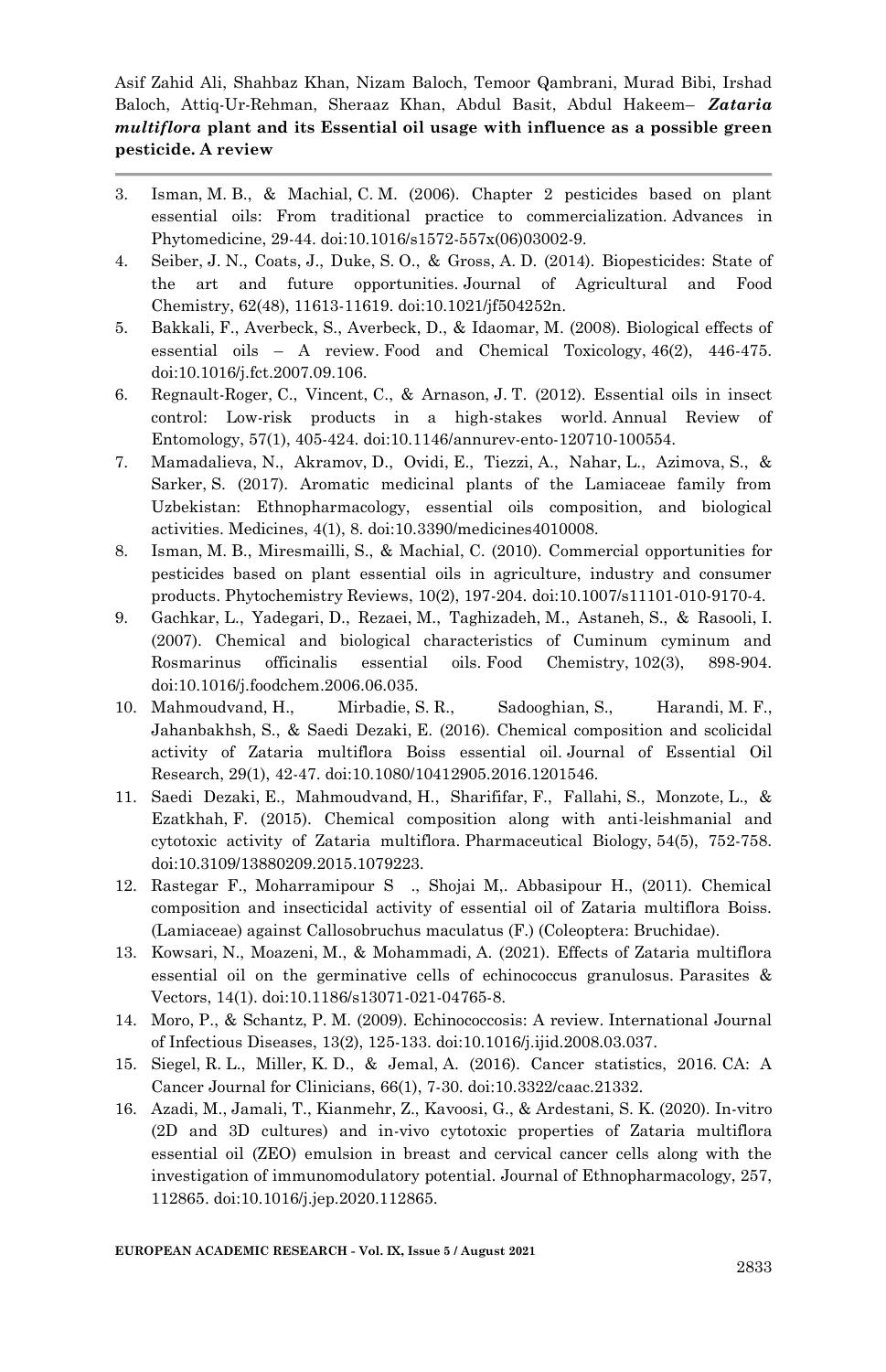3. Isman, M. B., & Machial, C. M. (2006). Chapter 2 pesticides based on plant essential oils: From traditional practice to commercialization. Advances in Phytomedicine, 29-44. doi:10.1016/s1572-557x(06)03002-9.
4. Seiber, J. N., Coats, J., Duke, S. O., & Gross, A. D. (2014). Biopesticides: State of the art and future opportunities. Journal of Agricultural and Food Chemistry, 62(48), 11613-11619. doi:10.1021/jf504252n.
5. Bakkali, F., Averbeck, S., Averbeck, D., & Idaomar, M. (2008). Biological effects of essential oils – A review. Food and Chemical Toxicology, 46(2), 446-475. doi:10.1016/j.fct.2007.09.106.
6. Regnault-Roger, C., Vincent, C., & Arnason, J. T. (2012). Essential oils in insect control: Low-risk products in a high-stakes world. Annual Review of Entomology, 57(1), 405-424. doi:10.1146/annurev-ento-120710-100554.
7. Mamadalieva, N., Akramov, D., Ovidi, E., Tiezzi, A., Nahar, L., Azimova, S., & Sarker, S. (2017). Aromatic medicinal plants of the Lamiaceae family from Uzbekistan: Ethnopharmacology, essential oils composition, and biological activities. Medicines, 4(1), 8. doi:10.3390/medicines4010008.
8. Isman, M. B., Miresmailli, S., & Machial, C. (2010). Commercial opportunities for pesticides based on plant essential oils in agriculture, industry and consumer products. Phytochemistry Reviews, 10(2), 197-204. doi:10.1007/s11101-010-9170-4.
9. Gachkar, L., Yadegari, D., Rezaei, M., Taghizadeh, M., Astaneh, S., & Rasooli, I. (2007). Chemical and biological characteristics of Cuminum cyminum and Rosmarinus officinalis essential oils. Food Chemistry, 102(3), 898-904. doi:10.1016/j.foodchem.2006.06.035.
10. Mahmoudvand, H., Mirbadie, S. R., Sadooghian, S., Harandi, M. F., Jahanbakhsh, S., & Saedi Dezaki, E. (2016). Chemical composition and scolicidal activity of Zataria multiflora Boiss essential oil. Journal of Essential Oil Research, 29(1), 42-47. doi:10.1080/10412905.2016.1201546.
11. Saedi Dezaki, E., Mahmoudvand, H., Sharififar, F., Fallahi, S., Monzote, L., & Ezatkhah, F. (2015). Chemical composition along with anti-leishmanial and cytotoxic activity of Zataria multiflora. Pharmaceutical Biology, 54(5), 752-758. doi:10.3109/13880209.2015.1079223.
12. Rastegar F., Moharramipour S ., Shojai M,. Abbasipour H., (2011). Chemical composition and insecticidal activity of essential oil of Zataria multiflora Boiss. (Lamiaceae) against Callosobruchus maculatus (F.) (Coleoptera: Bruchidae).
13. Kowsari, N., Moazeni, M., & Mohammadi, A. (2021). Effects of Zataria multiflora essential oil on the germinative cells of echinococcus granulosus. Parasites & Vectors, 14(1). doi:10.1186/s13071-021-04765-8.
14. Moro, P., & Schantz, P. M. (2009). Echinococcosis: A review. International Journal of Infectious Diseases, 13(2), 125-133. doi:10.1016/j.ijid.2008.03.037.
15. Siegel, R. L., Miller, K. D., & Jemal, A. (2016). Cancer statistics, 2016. CA: A Cancer Journal for Clinicians, 66(1), 7-30. doi:10.3322/caac.21332.
16. Azadi, M., Jamali, T., Kianmehr, Z., Kavoosi, G., & Ardestani, S. K. (2020). In-vitro (2D and 3D cultures) and in-vivo cytotoxic properties of Zataria multiflora essential oil (ZEO) emulsion in breast and cervical cancer cells along with the investigation of immunomodulatory potential. Journal of Ethnopharmacology, 257, 112865. doi:10.1016/j.jep.2020.112865.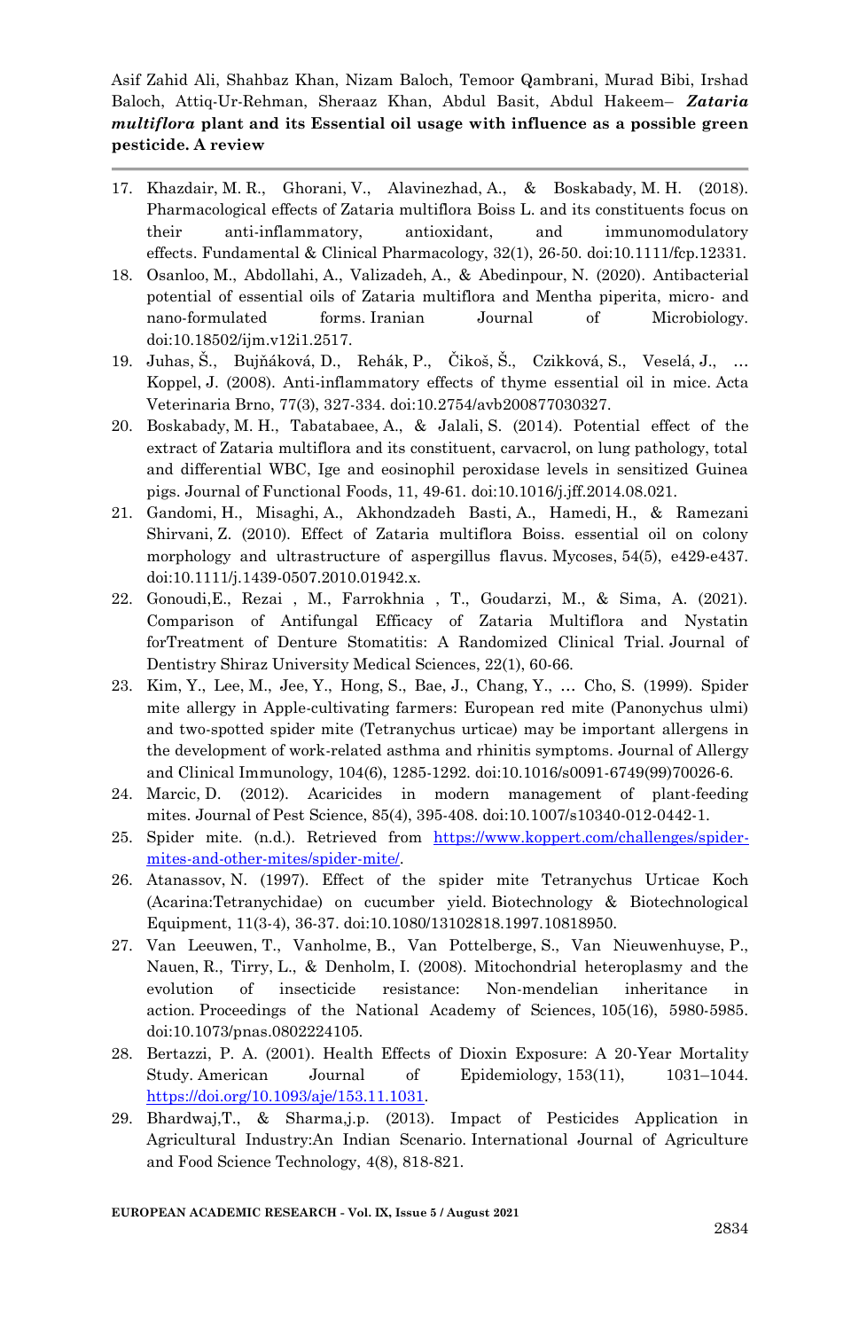17. Khazdair, M. R., Ghorani, V., Alavinezhad, A., & Boskabady, M. H. (2018). Pharmacological effects of Zataria multiflora Boiss L. and its constituents focus on their anti-inflammatory, antioxidant, and immunomodulatory effects. Fundamental & Clinical Pharmacology, 32(1), 26-50. doi:10.1111/fcp.12331.
18. Osanloo, M., Abdollahi, A., Valizadeh, A., & Abedinpour, N. (2020). Antibacterial potential of essential oils of Zataria multiflora and Mentha piperita, micro- and nano-formulated forms. Iranian Journal of Microbiology. doi:10.18502/ijm.v12i1.2517.
19. Juhas, Š., Bujňáková, D., Rehák, P., Čikoš, Š., Czikková, S., Veselá, J., … Koppel, J. (2008). Anti-inflammatory effects of thyme essential oil in mice. Acta Veterinaria Brno, 77(3), 327-334. doi:10.2754/avb200877030327.
20. Boskabady, M. H., Tabatabaee, A., & Jalali, S. (2014). Potential effect of the extract of Zataria multiflora and its constituent, carvacrol, on lung pathology, total and differential WBC, Ige and eosinophil peroxidase levels in sensitized Guinea pigs. Journal of Functional Foods, 11, 49-61. doi:10.1016/j.jff.2014.08.021.
21. Gandomi, H., Misaghi, A., Akhondzadeh Basti, A., Hamedi, H., & Ramezani Shirvani, Z. (2010). Effect of Zataria multiflora Boiss. essential oil on colony morphology and ultrastructure of aspergillus flavus. Mycoses, 54(5), e429-e437. doi:10.1111/j.1439-0507.2010.01942.x.
22. Gonoudi,E., Rezai , M., Farrokhnia , T., Goudarzi, M., & Sima, A. (2021). Comparison of Antifungal Efficacy of Zataria Multiflora and Nystatin forTreatment of Denture Stomatitis: A Randomized Clinical Trial. Journal of Dentistry Shiraz University Medical Sciences, 22(1), 60-66.
23. Kim, Y., Lee, M., Jee, Y., Hong, S., Bae, J., Chang, Y., … Cho, S. (1999). Spider mite allergy in Apple-cultivating farmers: European red mite (Panonychus ulmi) and two-spotted spider mite (Tetranychus urticae) may be important allergens in the development of work-related asthma and rhinitis symptoms. Journal of Allergy and Clinical Immunology, 104(6), 1285-1292. doi:10.1016/s0091-6749(99)70026-6.
24. Marcic, D. (2012). Acaricides in modern management of plant-feeding mites. Journal of Pest Science, 85(4), 395-408. doi:10.1007/s10340-012-0442-1.
25. Spider mite. (n.d.). Retrieved from https://www.koppert.com/challenges/spider-mites-and-other-mites/spider-mite/.
26. Atanassov, N. (1997). Effect of the spider mite Tetranychus Urticae Koch (Acarina:Tetranychidae) on cucumber yield. Biotechnology & Biotechnological Equipment, 11(3-4), 36-37. doi:10.1080/13102818.1997.10818950.
27. Van Leeuwen, T., Vanholme, B., Van Pottelberge, S., Van Nieuwenhuyse, P., Nauen, R., Tirry, L., & Denholm, I. (2008). Mitochondrial heteroplasmy and the evolution of insecticide resistance: Non-mendelian inheritance in action. Proceedings of the National Academy of Sciences, 105(16), 5980-5985. doi:10.1073/pnas.0802224105.
28. Bertazzi, P. A. (2001). Health Effects of Dioxin Exposure: A 20-Year Mortality Study. American Journal of Epidemiology, 153(11), 1031–1044. https://doi.org/10.1093/aje/153.11.1031.
29. Bhardwaj,T., & Sharma,j.p. (2013). Impact of Pesticides Application in Agricultural Industry:An Indian Scenario. International Journal of Agriculture and Food Science Technology, 4(8), 818-821.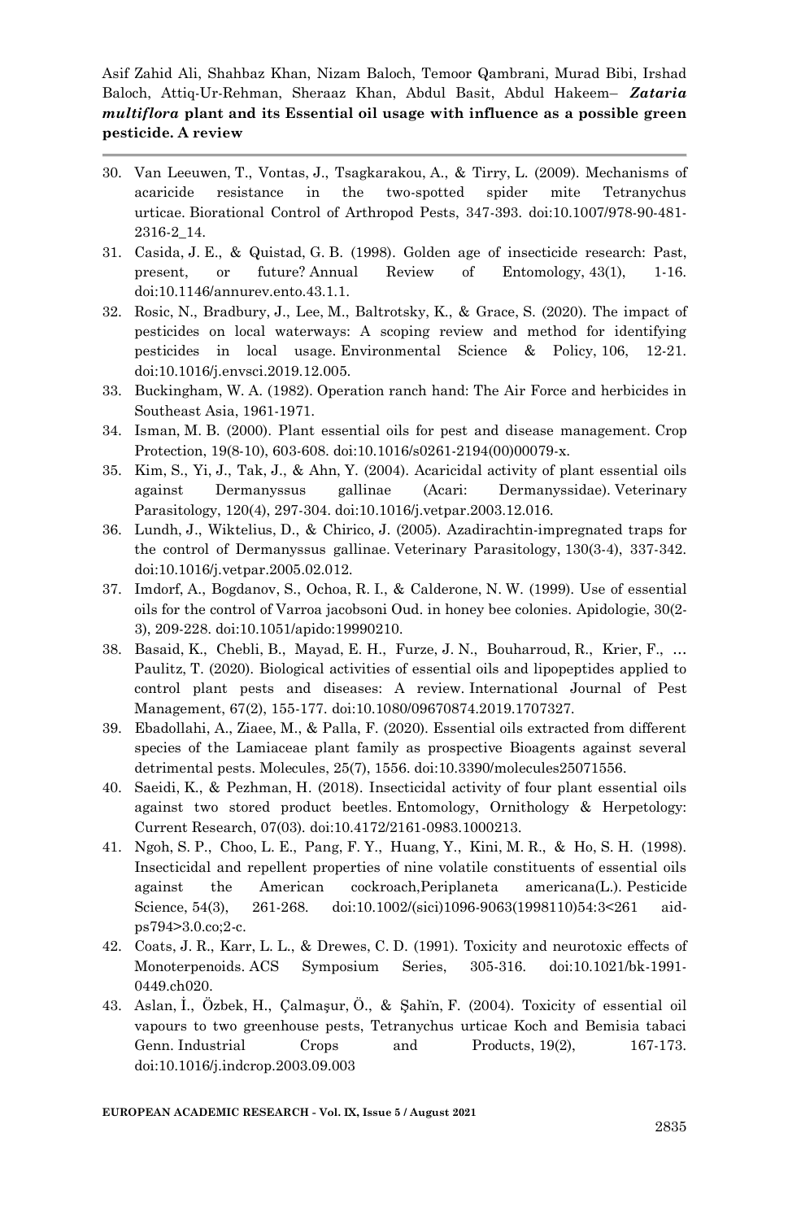30. Van Leeuwen, T., Vontas, J., Tsagkarakou, A., & Tirry, L. (2009). Mechanisms of acaricide resistance in the two-spotted spider mite Tetranychus urticae. Biorational Control of Arthropod Pests, 347-393. doi:10.1007/978-90-481-2316-2_14.
31. Casida, J. E., & Quistad, G. B. (1998). Golden age of insecticide research: Past, present, or future? Annual Review of Entomology, 43(1), 1-16. doi:10.1146/annurev.ento.43.1.1.
32. Rosic, N., Bradbury, J., Lee, M., Baltrotsky, K., & Grace, S. (2020). The impact of pesticides on local waterways: A scoping review and method for identifying pesticides in local usage. Environmental Science & Policy, 106, 12-21. doi:10.1016/j.envsci.2019.12.005.
33. Buckingham, W. A. (1982). Operation ranch hand: The Air Force and herbicides in Southeast Asia, 1961-1971.
34. Isman, M. B. (2000). Plant essential oils for pest and disease management. Crop Protection, 19(8-10), 603-608. doi:10.1016/s0261-2194(00)00079-x.
35. Kim, S., Yi, J., Tak, J., & Ahn, Y. (2004). Acaricidal activity of plant essential oils against Dermanyssus gallinae (Acari: Dermanyssidae). Veterinary Parasitology, 120(4), 297-304. doi:10.1016/j.vetpar.2003.12.016.
36. Lundh, J., Wiktelius, D., & Chirico, J. (2005). Azadirachtin-impregnated traps for the control of Dermanyssus gallinae. Veterinary Parasitology, 130(3-4), 337-342. doi:10.1016/j.vetpar.2005.02.012.
37. Imdorf, A., Bogdanov, S., Ochoa, R. I., & Calderone, N. W. (1999). Use of essential oils for the control of Varroa jacobsoni Oud. in honey bee colonies. Apidologie, 30(2-3), 209-228. doi:10.1051/apido:19990210.
38. Basaid, K., Chebli, B., Mayad, E. H., Furze, J. N., Bouharroud, R., Krier, F., … Paulitz, T. (2020). Biological activities of essential oils and lipopeptides applied to control plant pests and diseases: A review. International Journal of Pest Management, 67(2), 155-177. doi:10.1080/09670874.2019.1707327.
39. Ebadollahi, A., Ziaee, M., & Palla, F. (2020). Essential oils extracted from different species of the Lamiaceae plant family as prospective Bioagents against several detrimental pests. Molecules, 25(7), 1556. doi:10.3390/molecules25071556.
40. Saeidi, K., & Pezhman, H. (2018). Insecticidal activity of four plant essential oils against two stored product beetles. Entomology, Ornithology & Herpetology: Current Research, 07(03). doi:10.4172/2161-0983.1000213.
41. Ngoh, S. P., Choo, L. E., Pang, F. Y., Huang, Y., Kini, M. R., & Ho, S. H. (1998). Insecticidal and repellent properties of nine volatile constituents of essential oils against the American cockroach,Periplaneta americana(L.). Pesticide Science, 54(3), 261-268. doi:10.1002/(sici)1096-9063(1998110)54:3<261 aid-ps794>3.0.co;2-c.
42. Coats, J. R., Karr, L. L., & Drewes, C. D. (1991). Toxicity and neurotoxic effects of Monoterpenoids. ACS Symposium Series, 305-316. doi:10.1021/bk-1991-0449.ch020.
43. Aslan, İ., Özbek, H., Çalmaşur, Ö., & Şahi̇n, F. (2004). Toxicity of essential oil vapours to two greenhouse pests, Tetranychus urticae Koch and Bemisia tabaci Genn. Industrial Crops and Products, 19(2), 167-173. doi:10.1016/j.indcrop.2003.09.003